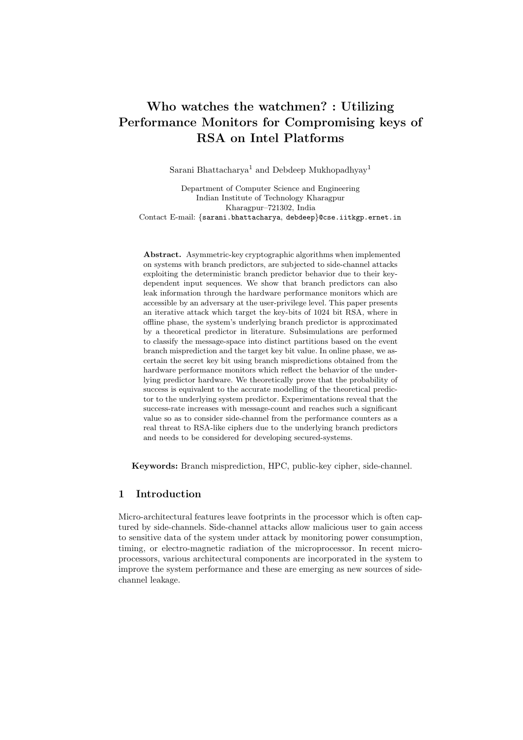# Who watches the watchmen? : Utilizing Performance Monitors for Compromising keys of RSA on Intel Platforms

Sarani Bhattacharya[1] and Debdeep Mukhopadhyay[1]

Department of Computer Science and Engineering
Indian Institute of Technology Kharagpur
Kharagpur–721302, India
Contact E-mail: {sarani.bhattacharya, debdeep}@cse.iitkgp.ernet.in

**Abstract.** Asymmetric-key cryptographic algorithms when implemented on systems with branch predictors, are subjected to side-channel attacks exploiting the deterministic branch predictor behavior due to their key-dependent input sequences. We show that branch predictors can also leak information through the hardware performance monitors which are accessible by an adversary at the user-privilege level. This paper presents an iterative attack which target the key-bits of 1024 bit RSA, where in offline phase, the system's underlying branch predictor is approximated by a theoretical predictor in literature. Subsimulations are performed to classify the message-space into distinct partitions based on the event branch misprediction and the target key bit value. In online phase, we ascertain the secret key bit using branch mispredictions obtained from the hardware performance monitors which reflect the behavior of the underlying predictor hardware. We theoretically prove that the probability of success is equivalent to the accurate modelling of the theoretical predictor to the underlying system predictor. Experimentations reveal that the success-rate increases with message-count and reaches such a significant value so as to consider side-channel from the performance counters as a real threat to RSA-like ciphers due to the underlying branch predictors and needs to be considered for developing secured-systems.

**Keywords:** Branch misprediction, HPC, public-key cipher, side-channel.

## 1 Introduction

Micro-architectural features leave footprints in the processor which is often captured by side-channels. Side-channel attacks allow malicious user to gain access to sensitive data of the system under attack by monitoring power consumption, timing, or electro-magnetic radiation of the microprocessor. In recent microprocessors, various architectural components are incorporated in the system to improve the system performance and these are emerging as new sources of side-channel leakage.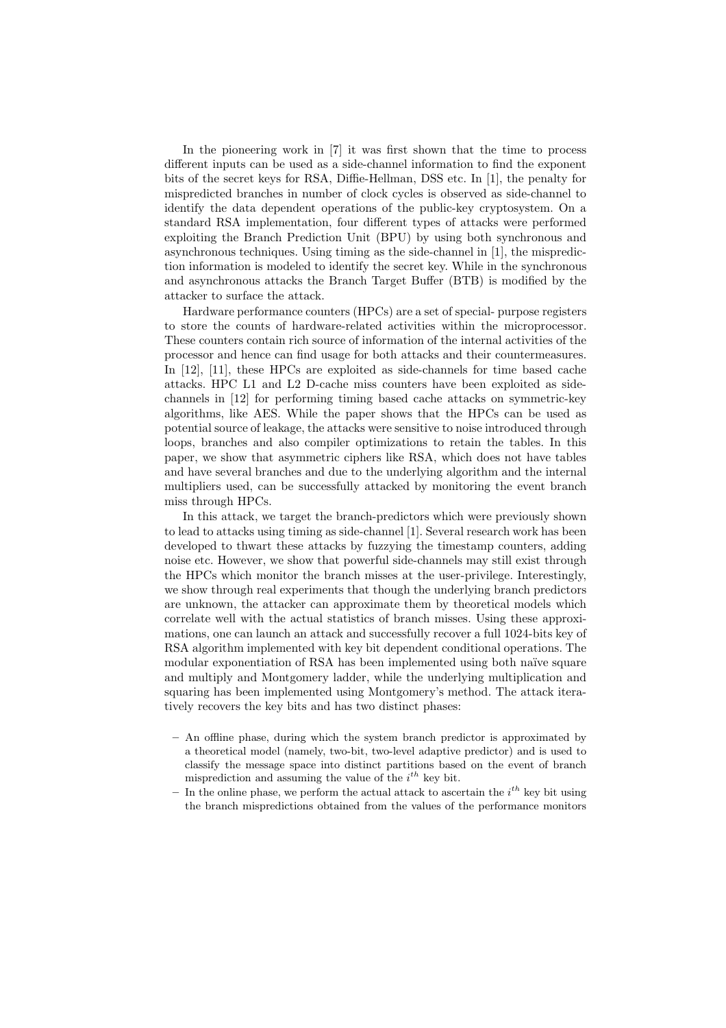In the pioneering work in [7] it was first shown that the time to process different inputs can be used as a side-channel information to find the exponent bits of the secret keys for RSA, Diffie-Hellman, DSS etc. In [1], the penalty for mispredicted branches in number of clock cycles is observed as side-channel to identify the data dependent operations of the public-key cryptosystem. On a standard RSA implementation, four different types of attacks were performed exploiting the Branch Prediction Unit (BPU) by using both synchronous and asynchronous techniques. Using timing as the side-channel in [1], the misprediction information is modeled to identify the secret key. While in the synchronous and asynchronous attacks the Branch Target Buffer (BTB) is modified by the attacker to surface the attack.

Hardware performance counters (HPCs) are a set of special- purpose registers to store the counts of hardware-related activities within the microprocessor. These counters contain rich source of information of the internal activities of the processor and hence can find usage for both attacks and their countermeasures. In [12], [11], these HPCs are exploited as side-channels for time based cache attacks. HPC L1 and L2 D-cache miss counters have been exploited as side-channels in [12] for performing timing based cache attacks on symmetric-key algorithms, like AES. While the paper shows that the HPCs can be used as potential source of leakage, the attacks were sensitive to noise introduced through loops, branches and also compiler optimizations to retain the tables. In this paper, we show that asymmetric ciphers like RSA, which does not have tables and have several branches and due to the underlying algorithm and the internal multipliers used, can be successfully attacked by monitoring the event branch miss through HPCs.

In this attack, we target the branch-predictors which were previously shown to lead to attacks using timing as side-channel [1]. Several research work has been developed to thwart these attacks by fuzzying the timestamp counters, adding noise etc. However, we show that powerful side-channels may still exist through the HPCs which monitor the branch misses at the user-privilege. Interestingly, we show through real experiments that though the underlying branch predictors are unknown, the attacker can approximate them by theoretical models which correlate well with the actual statistics of branch misses. Using these approximations, one can launch an attack and successfully recover a full 1024-bits key of RSA algorithm implemented with key bit dependent conditional operations. The modular exponentiation of RSA has been implemented using both naïve square and multiply and Montgomery ladder, while the underlying multiplication and squaring has been implemented using Montgomery's method. The attack iteratively recovers the key bits and has two distinct phases:

- An offline phase, during which the system branch predictor is approximated by a theoretical model (namely, two-bit, two-level adaptive predictor) and is used to classify the message space into distinct partitions based on the event of branch misprediction and assuming the value of the $i^{th}$ key bit.
- In the online phase, we perform the actual attack to ascertain the $i^{th}$ key bit using the branch mispredictions obtained from the values of the performance monitors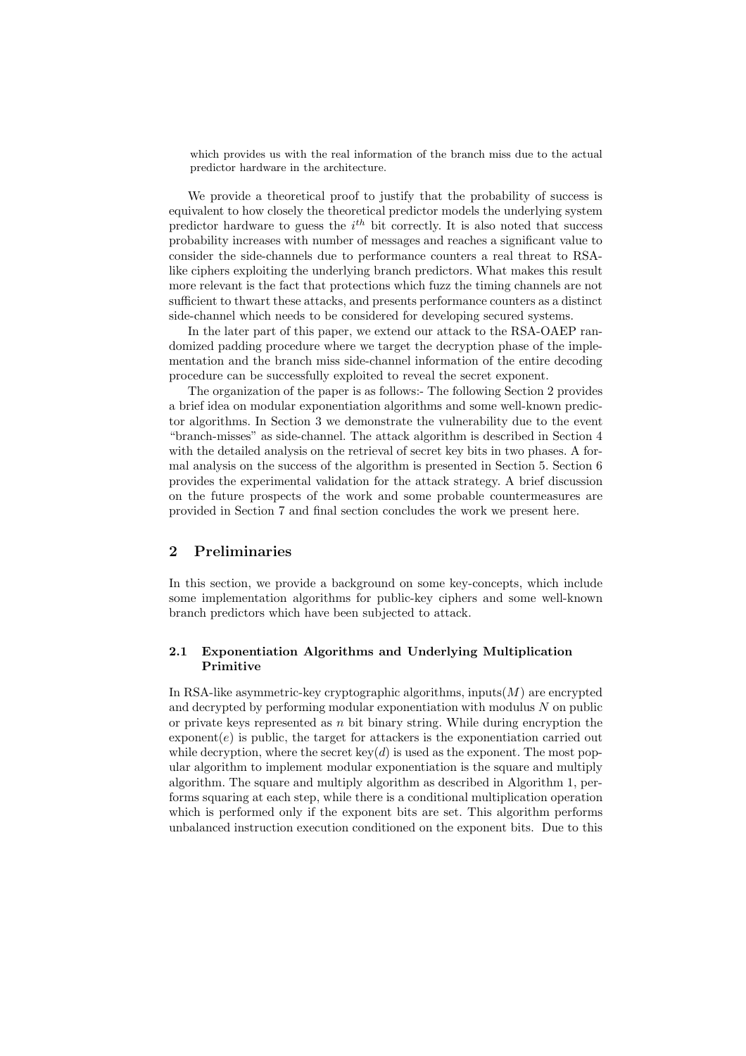which provides us with the real information of the branch miss due to the actual predictor hardware in the architecture.

We provide a theoretical proof to justify that the probability of success is equivalent to how closely the theoretical predictor models the underlying system predictor hardware to guess the $i^{th}$ bit correctly. It is also noted that success probability increases with number of messages and reaches a significant value to consider the side-channels due to performance counters a real threat to RSA-like ciphers exploiting the underlying branch predictors. What makes this result more relevant is the fact that protections which fuzz the timing channels are not sufficient to thwart these attacks, and presents performance counters as a distinct side-channel which needs to be considered for developing secured systems.

In the later part of this paper, we extend our attack to the RSA-OAEP randomized padding procedure where we target the decryption phase of the implementation and the branch miss side-channel information of the entire decoding procedure can be successfully exploited to reveal the secret exponent.

The organization of the paper is as follows:- The following Section 2 provides a brief idea on modular exponentiation algorithms and some well-known predictor algorithms. In Section 3 we demonstrate the vulnerability due to the event "branch-misses" as side-channel. The attack algorithm is described in Section 4 with the detailed analysis on the retrieval of secret key bits in two phases. A formal analysis on the success of the algorithm is presented in Section 5. Section 6 provides the experimental validation for the attack strategy. A brief discussion on the future prospects of the work and some probable countermeasures are provided in Section 7 and final section concludes the work we present here.

## 2 Preliminaries

In this section, we provide a background on some key-concepts, which include some implementation algorithms for public-key ciphers and some well-known branch predictors which have been subjected to attack.

### 2.1 Exponentiation Algorithms and Underlying Multiplication Primitive

In RSA-like asymmetric-key cryptographic algorithms, inputs($M$) are encrypted and decrypted by performing modular exponentiation with modulus $N$ on public or private keys represented as $n$ bit binary string. While during encryption the exponent($e$) is public, the target for attackers is the exponentiation carried out while decryption, where the secret key($d$) is used as the exponent. The most popular algorithm to implement modular exponentiation is the square and multiply algorithm. The square and multiply algorithm as described in Algorithm 1, performs squaring at each step, while there is a conditional multiplication operation which is performed only if the exponent bits are set. This algorithm performs unbalanced instruction execution conditioned on the exponent bits. Due to this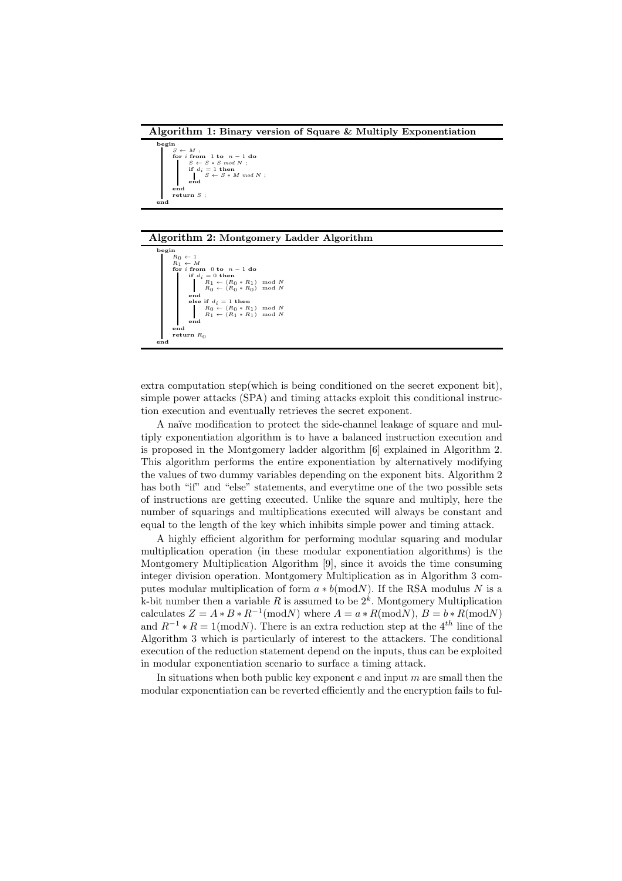**Algorithm 1: Binary version of Square & Multiply Exponentiation**

```
begin
    S ← M ;
    for i from 1 to n − 1 do
        S ← S * S mod N ;
        if d_i = 1 then
            S ← S * M mod N ;
        end
    end
    return S ;
end
```

**Algorithm 2: Montgomery Ladder Algorithm**

```
begin
    R_0 ← 1
    R_1 ← M
    for i from 0 to n − 1 do
        if d_i = 0 then
            R_1 ← (R_0 * R_1)  mod N
            R_0 ← (R_0 * R_0)  mod N
        end
        else if d_i = 1 then
            R_0 ← (R_0 * R_1)  mod N
            R_1 ← (R_1 * R_1)  mod N
        end
    end
    return R_0
end
```

extra computation step(which is being conditioned on the secret exponent bit), simple power attacks (SPA) and timing attacks exploit this conditional instruction execution and eventually retrieves the secret exponent.

A naïve modification to protect the side-channel leakage of square and multiply exponentiation algorithm is to have a balanced instruction execution and is proposed in the Montgomery ladder algorithm [6] explained in Algorithm 2. This algorithm performs the entire exponentiation by alternatively modifying the values of two dummy variables depending on the exponent bits. Algorithm 2 has both "if" and "else" statements, and everytime one of the two possible sets of instructions are getting executed. Unlike the square and multiply, here the number of squarings and multiplications executed will always be constant and equal to the length of the key which inhibits simple power and timing attack.

A highly efficient algorithm for performing modular squaring and modular multiplication operation (in these modular exponentiation algorithms) is the Montgomery Multiplication Algorithm [9], since it avoids the time consuming integer division operation. Montgomery Multiplication as in Algorithm 3 computes modular multiplication of form $a * b(\text{mod}N)$. If the RSA modulus $N$ is a k-bit number then a variable $R$ is assumed to be $2^k$. Montgomery Multiplication calculates $Z = A * B * R^{-1}(\text{mod}N)$ where $A = a * R(\text{mod}N)$, $B = b * R(\text{mod}N)$ and $R^{-1} * R = 1(\text{mod}N)$. There is an extra reduction step at the $4^{th}$ line of the Algorithm 3 which is particularly of interest to the attackers. The conditional execution of the reduction statement depend on the inputs, thus can be exploited in modular exponentiation scenario to surface a timing attack.

In situations when both public key exponent $e$ and input $m$ are small then the modular exponentiation can be reverted efficiently and the encryption fails to ful-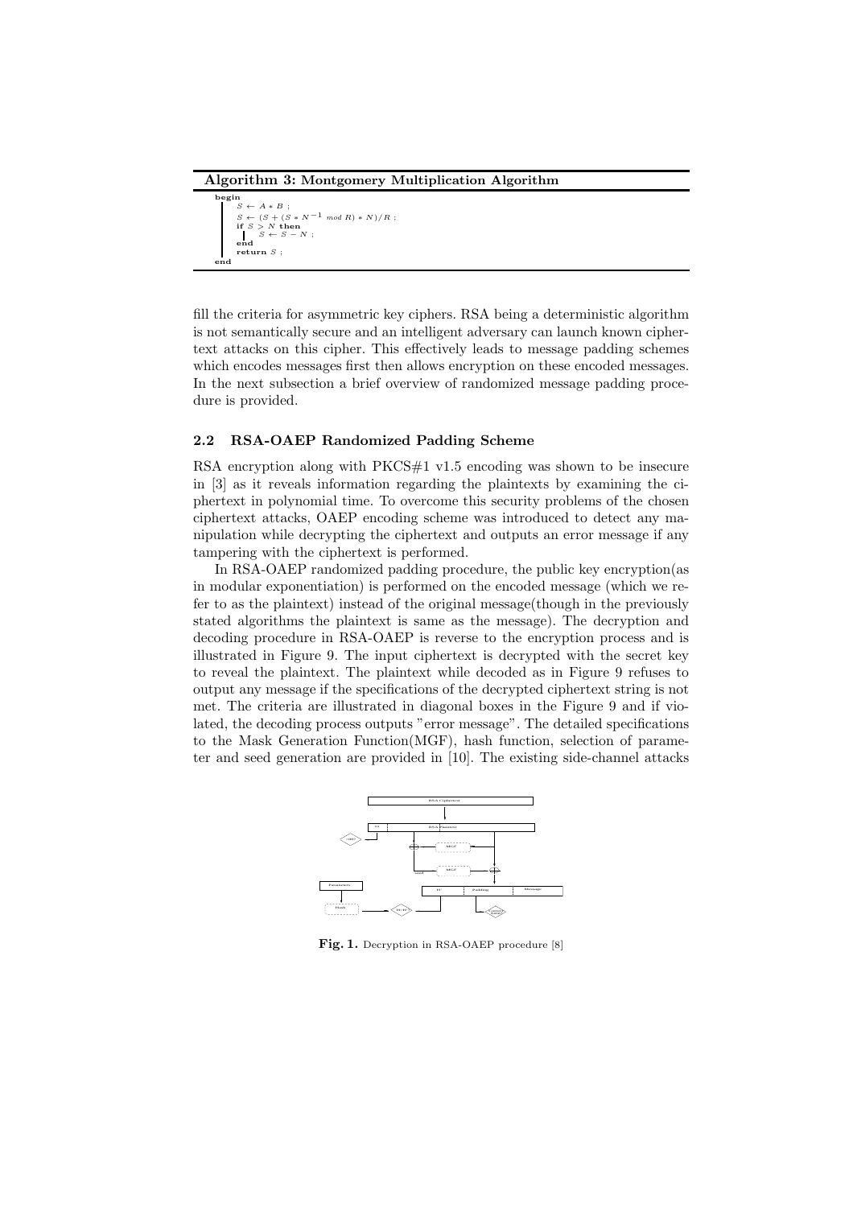**Algorithm 3: Montgomery Multiplication Algorithm**

```
begin
    S ← A * B ;
    S ← (S + (S * N^{-1} mod R) * N)/R ;
    if S > N then
        S ← S − N ;
    end
    return S ;
end
```

fill the criteria for asymmetric key ciphers. RSA being a deterministic algorithm is not semantically secure and an intelligent adversary can launch known ciphertext attacks on this cipher. This effectively leads to message padding schemes which encodes messages first then allows encryption on these encoded messages. In the next subsection a brief overview of randomized message padding procedure is provided.

### 2.2 RSA-OAEP Randomized Padding Scheme

RSA encryption along with PKCS#1 v1.5 encoding was shown to be insecure in [3] as it reveals information regarding the plaintexts by examining the ciphertext in polynomial time. To overcome this security problems of the chosen ciphertext attacks, OAEP encoding scheme was introduced to detect any manipulation while decrypting the ciphertext and outputs an error message if any tampering with the ciphertext is performed.

In RSA-OAEP randomized padding procedure, the public key encryption(as in modular exponentiation) is performed on the encoded message (which we refer to as the plaintext) instead of the original message(though in the previously stated algorithms the plaintext is same as the message). The decryption and decoding procedure in RSA-OAEP is reverse to the encryption process and is illustrated in Figure 9. The input ciphertext is decrypted with the secret key to reveal the plaintext. The plaintext while decoded as in Figure 9 refuses to output any message if the specifications of the decrypted ciphertext string is not met. The criteria are illustrated in diagonal boxes in the Figure 9 and if violated, the decoding process outputs "error message". The detailed specifications to the Mask Generation Function(MGF), hash function, selection of parameter and seed generation are provided in [10]. The existing side-channel attacks

**Fig. 1.** Decryption in RSA-OAEP procedure [8]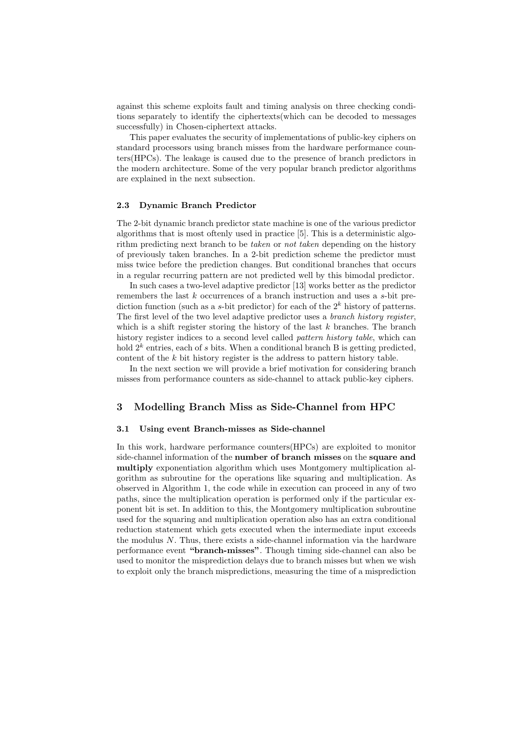against this scheme exploits fault and timing analysis on three checking conditions separately to identify the ciphertexts(which can be decoded to messages successfully) in Chosen-ciphertext attacks.

This paper evaluates the security of implementations of public-key ciphers on standard processors using branch misses from the hardware performance counters(HPCs). The leakage is caused due to the presence of branch predictors in the modern architecture. Some of the very popular branch predictor algorithms are explained in the next subsection.

### 2.3 Dynamic Branch Predictor

The 2-bit dynamic branch predictor state machine is one of the various predictor algorithms that is most oftenly used in practice [5]. This is a deterministic algorithm predicting next branch to be *taken* or *not taken* depending on the history of previously taken branches. In a 2-bit prediction scheme the predictor must miss twice before the prediction changes. But conditional branches that occurs in a regular recurring pattern are not predicted well by this bimodal predictor.

In such cases a two-level adaptive predictor [13] works better as the predictor remembers the last $k$ occurrences of a branch instruction and uses a $s$-bit prediction function (such as a $s$-bit predictor) for each of the $2^k$ history of patterns. The first level of the two level adaptive predictor uses a *branch history register*, which is a shift register storing the history of the last $k$ branches. The branch history register indices to a second level called *pattern history table*, which can hold $2^k$ entries, each of $s$ bits. When a conditional branch B is getting predicted, content of the $k$ bit history register is the address to pattern history table.

In the next section we will provide a brief motivation for considering branch misses from performance counters as side-channel to attack public-key ciphers.

## 3 Modelling Branch Miss as Side-Channel from HPC

### 3.1 Using event Branch-misses as Side-channel

In this work, hardware performance counters(HPCs) are exploited to monitor side-channel information of the **number of branch misses** on the **square and multiply** exponentiation algorithm which uses Montgomery multiplication algorithm as subroutine for the operations like squaring and multiplication. As observed in Algorithm 1, the code while in execution can proceed in any of two paths, since the multiplication operation is performed only if the particular exponent bit is set. In addition to this, the Montgomery multiplication subroutine used for the squaring and multiplication operation also has an extra conditional reduction statement which gets executed when the intermediate input exceeds the modulus $N$. Thus, there exists a side-channel information via the hardware performance event **"branch-misses"**. Though timing side-channel can also be used to monitor the misprediction delays due to branch misses but when we wish to exploit only the branch mispredictions, measuring the time of a misprediction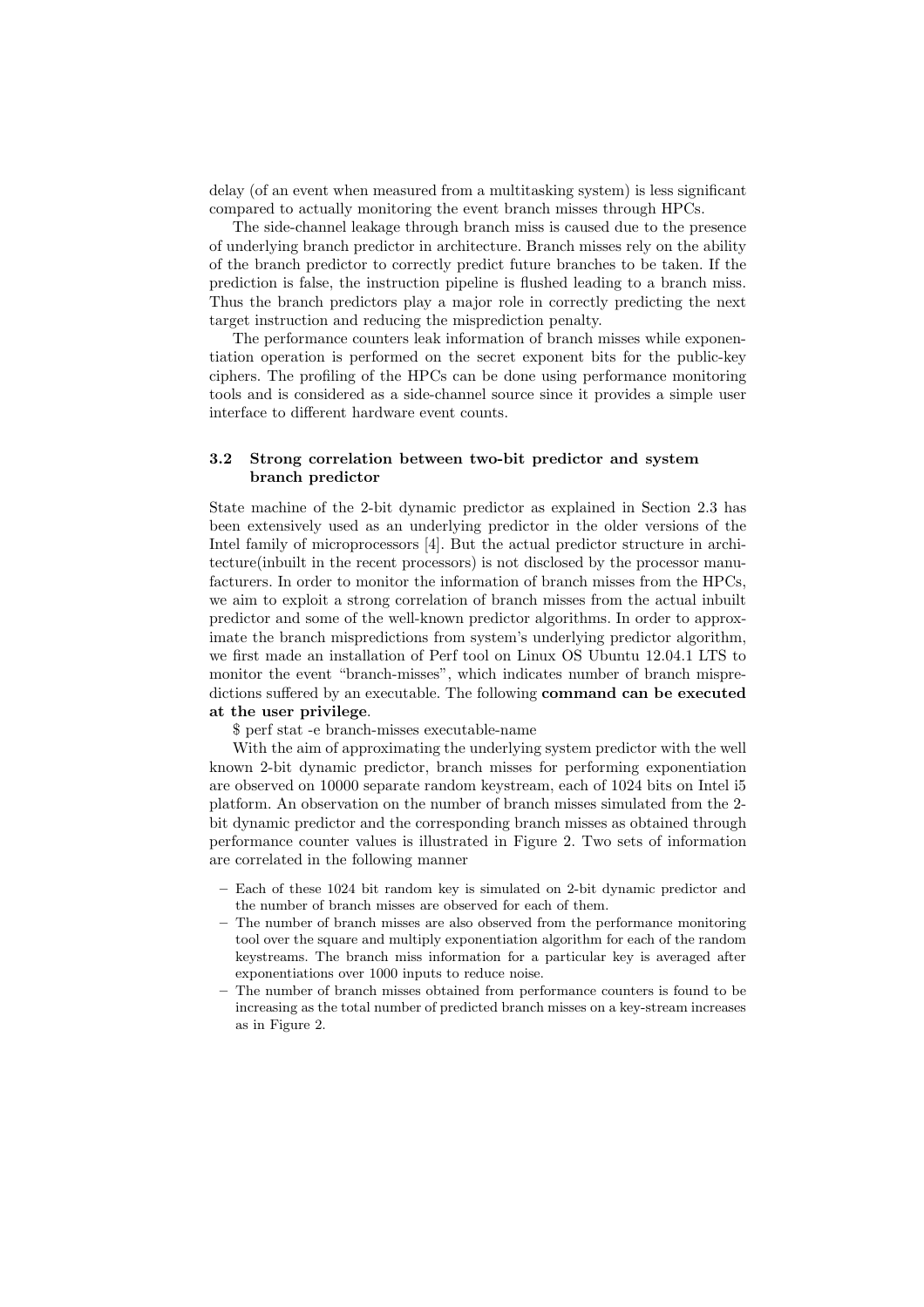delay (of an event when measured from a multitasking system) is less significant compared to actually monitoring the event branch misses through HPCs.

The side-channel leakage through branch miss is caused due to the presence of underlying branch predictor in architecture. Branch misses rely on the ability of the branch predictor to correctly predict future branches to be taken. If the prediction is false, the instruction pipeline is flushed leading to a branch miss. Thus the branch predictors play a major role in correctly predicting the next target instruction and reducing the misprediction penalty.

The performance counters leak information of branch misses while exponentiation operation is performed on the secret exponent bits for the public-key ciphers. The profiling of the HPCs can be done using performance monitoring tools and is considered as a side-channel source since it provides a simple user interface to different hardware event counts.

### 3.2 Strong correlation between two-bit predictor and system branch predictor

State machine of the 2-bit dynamic predictor as explained in Section 2.3 has been extensively used as an underlying predictor in the older versions of the Intel family of microprocessors [4]. But the actual predictor structure in architecture(inbuilt in the recent processors) is not disclosed by the processor manufacturers. In order to monitor the information of branch misses from the HPCs, we aim to exploit a strong correlation of branch misses from the actual inbuilt predictor and some of the well-known predictor algorithms. In order to approximate the branch mispredictions from system's underlying predictor algorithm, we first made an installation of Perf tool on Linux OS Ubuntu 12.04.1 LTS to monitor the event "branch-misses", which indicates number of branch mispredictions suffered by an executable. The following **command can be executed at the user privilege**.

$ perf stat -e branch-misses executable-name

With the aim of approximating the underlying system predictor with the well known 2-bit dynamic predictor, branch misses for performing exponentiation are observed on 10000 separate random keystream, each of 1024 bits on Intel i5 platform. An observation on the number of branch misses simulated from the 2-bit dynamic predictor and the corresponding branch misses as obtained through performance counter values is illustrated in Figure 2. Two sets of information are correlated in the following manner

- Each of these 1024 bit random key is simulated on 2-bit dynamic predictor and the number of branch misses are observed for each of them.
- The number of branch misses are also observed from the performance monitoring tool over the square and multiply exponentiation algorithm for each of the random keystreams. The branch miss information for a particular key is averaged after exponentiations over 1000 inputs to reduce noise.
- The number of branch misses obtained from performance counters is found to be increasing as the total number of predicted branch misses on a key-stream increases as in Figure 2.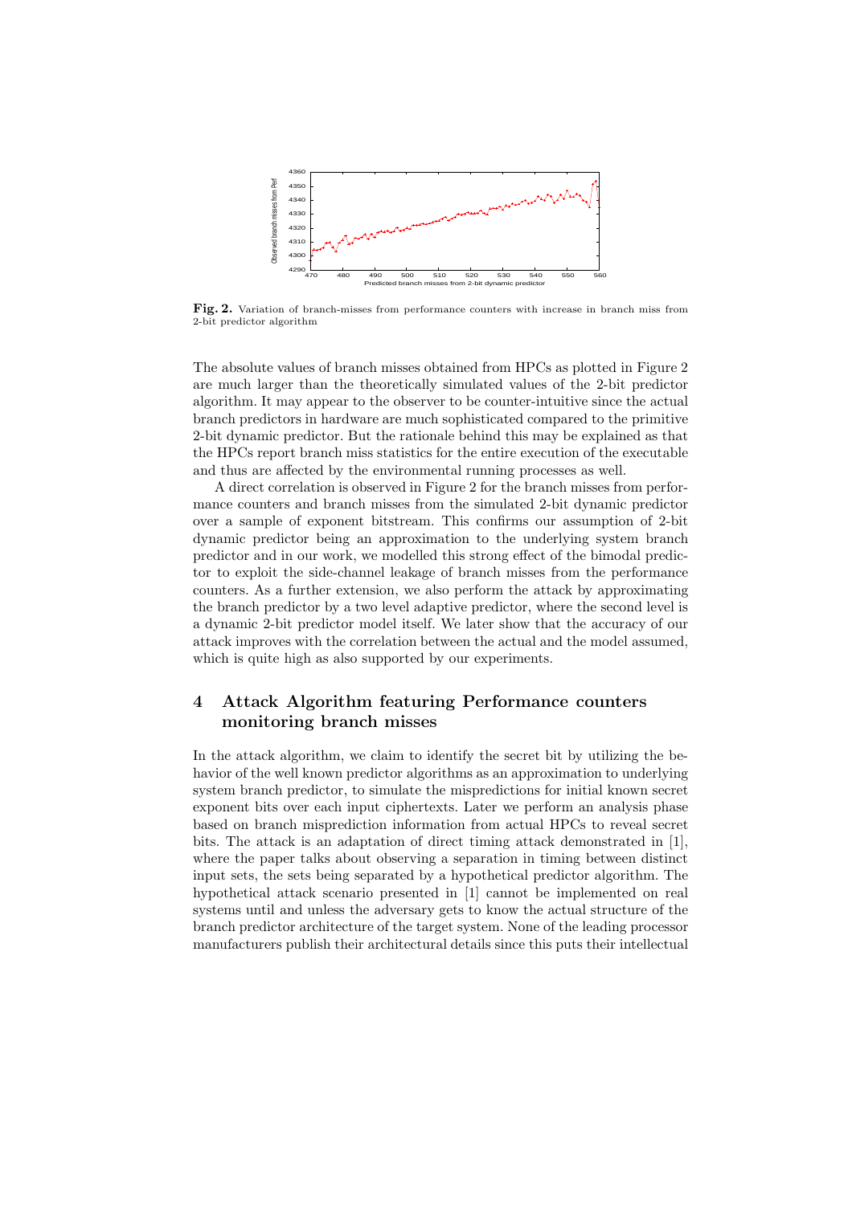**Fig. 2.** Variation of branch-misses from performance counters with increase in branch miss from 2-bit predictor algorithm

The absolute values of branch misses obtained from HPCs as plotted in Figure 2 are much larger than the theoretically simulated values of the 2-bit predictor algorithm. It may appear to the observer to be counter-intuitive since the actual branch predictors in hardware are much sophisticated compared to the primitive 2-bit dynamic predictor. But the rationale behind this may be explained as that the HPCs report branch miss statistics for the entire execution of the executable and thus are affected by the environmental running processes as well.

A direct correlation is observed in Figure 2 for the branch misses from performance counters and branch misses from the simulated 2-bit dynamic predictor over a sample of exponent bitstream. This confirms our assumption of 2-bit dynamic predictor being an approximation to the underlying system branch predictor and in our work, we modelled this strong effect of the bimodal predictor to exploit the side-channel leakage of branch misses from the performance counters. As a further extension, we also perform the attack by approximating the branch predictor by a two level adaptive predictor, where the second level is a dynamic 2-bit predictor model itself. We later show that the accuracy of our attack improves with the correlation between the actual and the model assumed, which is quite high as also supported by our experiments.

## 4 Attack Algorithm featuring Performance counters monitoring branch misses

In the attack algorithm, we claim to identify the secret bit by utilizing the behavior of the well known predictor algorithms as an approximation to underlying system branch predictor, to simulate the mispredictions for initial known secret exponent bits over each input ciphertexts. Later we perform an analysis phase based on branch misprediction information from actual HPCs to reveal secret bits. The attack is an adaptation of direct timing attack demonstrated in [1], where the paper talks about observing a separation in timing between distinct input sets, the sets being separated by a hypothetical predictor algorithm. The hypothetical attack scenario presented in [1] cannot be implemented on real systems until and unless the adversary gets to know the actual structure of the branch predictor architecture of the target system. None of the leading processor manufacturers publish their architectural details since this puts their intellectual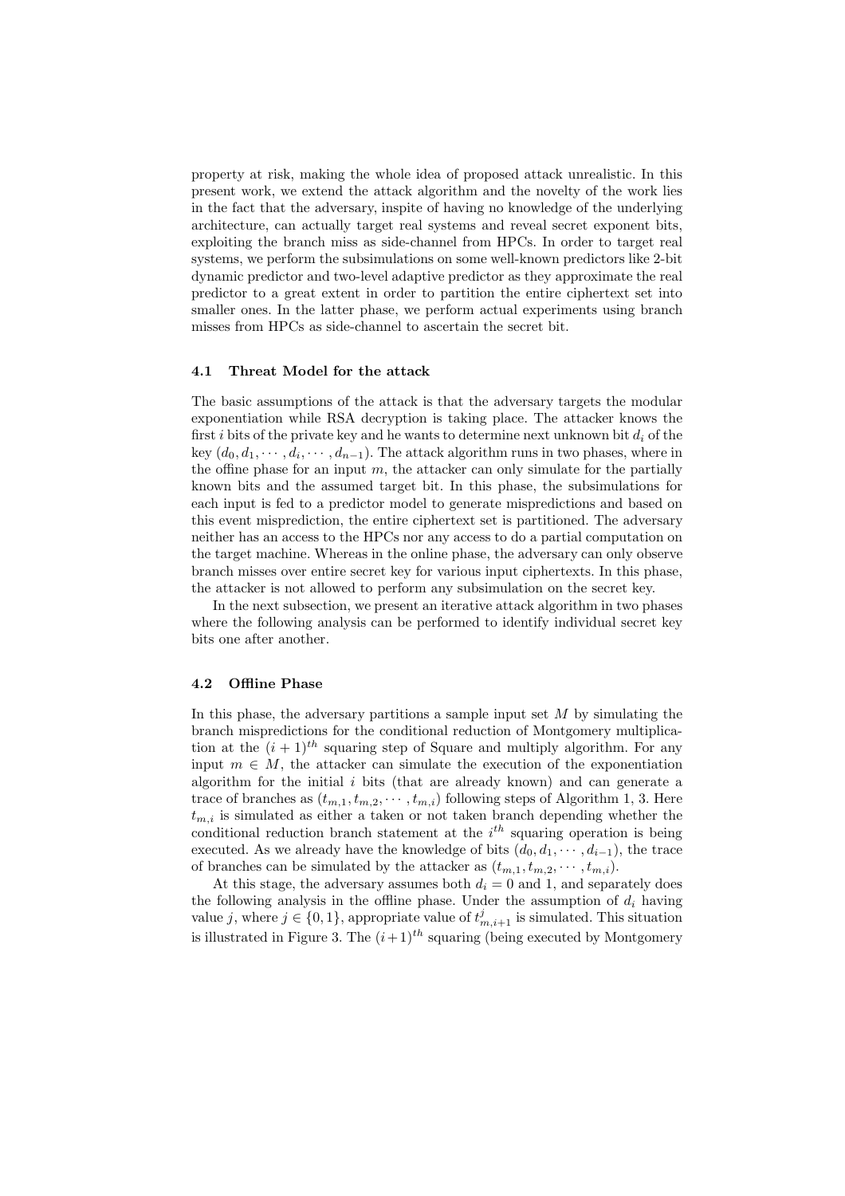property at risk, making the whole idea of proposed attack unrealistic. In this present work, we extend the attack algorithm and the novelty of the work lies in the fact that the adversary, inspite of having no knowledge of the underlying architecture, can actually target real systems and reveal secret exponent bits, exploiting the branch miss as side-channel from HPCs. In order to target real systems, we perform the subsimulations on some well-known predictors like 2-bit dynamic predictor and two-level adaptive predictor as they approximate the real predictor to a great extent in order to partition the entire ciphertext set into smaller ones. In the latter phase, we perform actual experiments using branch misses from HPCs as side-channel to ascertain the secret bit.

### 4.1 Threat Model for the attack

The basic assumptions of the attack is that the adversary targets the modular exponentiation while RSA decryption is taking place. The attacker knows the first $i$ bits of the private key and he wants to determine next unknown bit $d_i$ of the key $(d_0, d_1, \cdots, d_i, \cdots, d_{n-1})$. The attack algorithm runs in two phases, where in the offine phase for an input $m$, the attacker can only simulate for the partially known bits and the assumed target bit. In this phase, the subsimulations for each input is fed to a predictor model to generate mispredictions and based on this event misprediction, the entire ciphertext set is partitioned. The adversary neither has an access to the HPCs nor any access to do a partial computation on the target machine. Whereas in the online phase, the adversary can only observe branch misses over entire secret key for various input ciphertexts. In this phase, the attacker is not allowed to perform any subsimulation on the secret key.

In the next subsection, we present an iterative attack algorithm in two phases where the following analysis can be performed to identify individual secret key bits one after another.

### 4.2 Offline Phase

In this phase, the adversary partitions a sample input set $M$ by simulating the branch mispredictions for the conditional reduction of Montgomery multiplication at the $(i+1)^{th}$ squaring step of Square and multiply algorithm. For any input $m \in M$, the attacker can simulate the execution of the exponentiation algorithm for the initial $i$ bits (that are already known) and can generate a trace of branches as $(t_{m,1}, t_{m,2}, \cdots, t_{m,i})$ following steps of Algorithm 1, 3. Here $t_{m,i}$ is simulated as either a taken or not taken branch depending whether the conditional reduction branch statement at the $i^{th}$ squaring operation is being executed. As we already have the knowledge of bits $(d_0, d_1, \cdots, d_{i-1})$, the trace of branches can be simulated by the attacker as $(t_{m,1}, t_{m,2}, \cdots, t_{m,i})$.

At this stage, the adversary assumes both $d_i = 0$ and 1, and separately does the following analysis in the offline phase. Under the assumption of $d_i$ having value $j$, where $j \in \{0, 1\}$, appropriate value of $t^j_{m,i+1}$ is simulated. This situation is illustrated in Figure 3. The $(i+1)^{th}$ squaring (being executed by Montgomery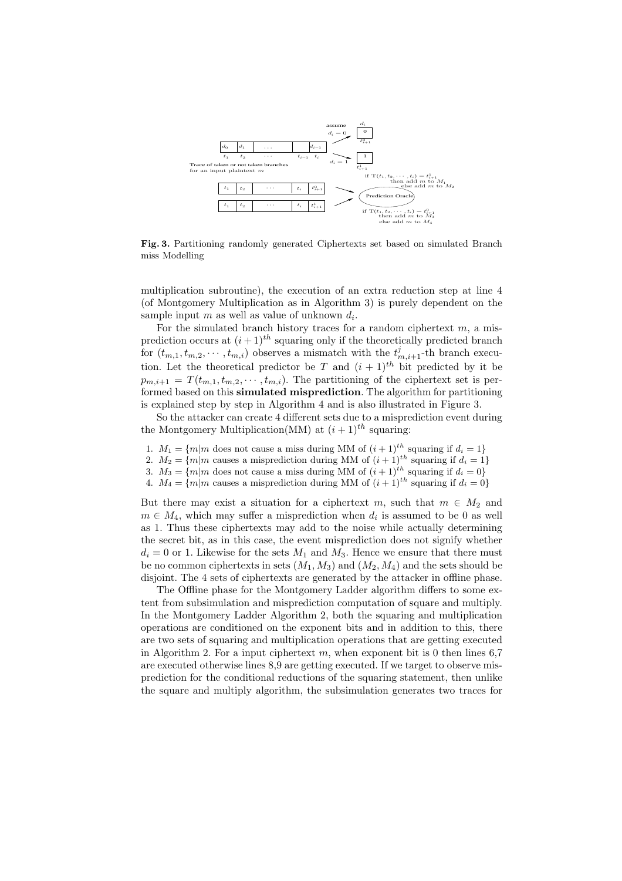**Fig. 3.** Partitioning randomly generated Ciphertexts set based on simulated Branch miss Modelling

multiplication subroutine), the execution of an extra reduction step at line 4 (of Montgomery Multiplication as in Algorithm 3) is purely dependent on the sample input $m$ as well as value of unknown $d_i$.

For the simulated branch history traces for a random ciphertext $m$, a misprediction occurs at $(i+1)^{th}$ squaring only if the theoretically predicted branch for $(t_{m,1}, t_{m,2}, \cdots, t_{m,i})$ observes a mismatch with the $t^j_{m,i+1}$-th branch execution. Let the theoretical predictor be $T$ and $(i+1)^{th}$ bit predicted by it be $p_{m,i+1} = T(t_{m,1}, t_{m,2}, \cdots, t_{m,i})$. The partitioning of the ciphertext set is performed based on this **simulated misprediction**. The algorithm for partitioning is explained step by step in Algorithm 4 and is also illustrated in Figure 3.

So the attacker can create 4 different sets due to a misprediction event during the Montgomery Multiplication(MM) at $(i+1)^{th}$ squaring:

1. $M_1 = \{m | m$ does not cause a miss during MM of $(i+1)^{th}$ squaring if $d_i = 1\}$
2. $M_2 = \{m | m$ causes a misprediction during MM of $(i+1)^{th}$ squaring if $d_i = 1\}$
3. $M_3 = \{m | m$ does not cause a miss during MM of $(i+1)^{th}$ squaring if $d_i = 0\}$
4. $M_4 = \{m | m$ causes a misprediction during MM of $(i+1)^{th}$ squaring if $d_i = 0\}$

But there may exist a situation for a ciphertext $m$, such that $m \in M_2$ and $m \in M_4$, which may suffer a misprediction when $d_i$ is assumed to be 0 as well as 1. Thus these ciphertexts may add to the noise while actually determining the secret bit, as in this case, the event misprediction does not signify whether $d_i = 0$ or 1. Likewise for the sets $M_1$ and $M_3$. Hence we ensure that there must be no common ciphertexts in sets $(M_1, M_3)$ and $(M_2, M_4)$ and the sets should be disjoint. The 4 sets of ciphertexts are generated by the attacker in offline phase.

The Offline phase for the Montgomery Ladder algorithm differs to some extent from subsimulation and misprediction computation of square and multiply. In the Montgomery Ladder Algorithm 2, both the squaring and multiplication operations are conditioned on the exponent bits and in addition to this, there are two sets of squaring and multiplication operations that are getting executed in Algorithm 2. For a input ciphertext $m$, when exponent bit is 0 then lines 6,7 are executed otherwise lines 8,9 are getting executed. If we target to observe misprediction for the conditional reductions of the squaring statement, then unlike the square and multiply algorithm, the subsimulation generates two traces for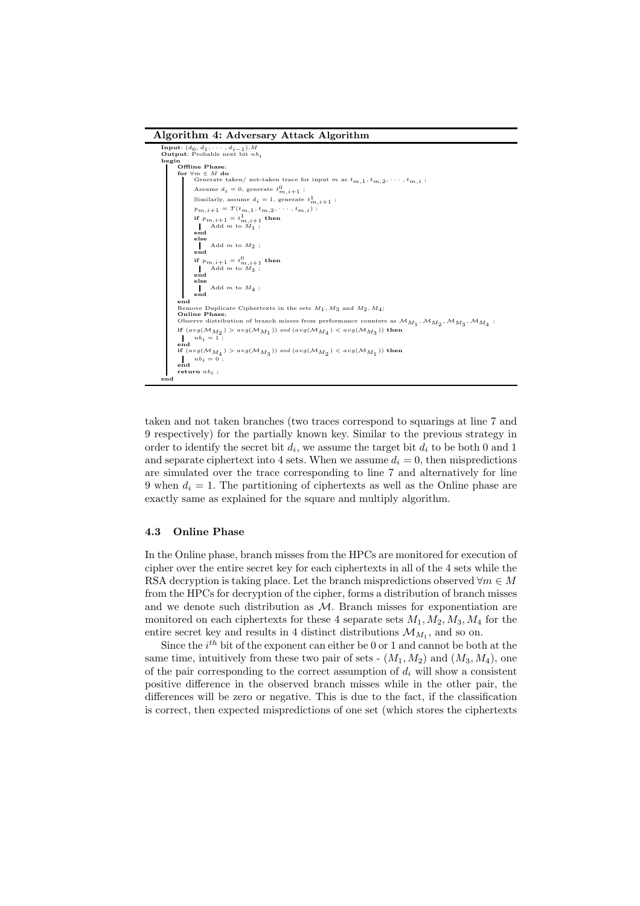**Algorithm 4: Adversary Attack Algorithm**

```
Input: (d_0, d_1, ··· , d_{i−1}), M
Output: Probable next bit nb_i
begin
    Offline Phase;
    for ∀m ∈ M do
        Generate taken/ not-taken trace for input m as t_{m,1}, t_{m,2}, ··· , t_{m,i} ;
        Assume d_i = 0, generate t^0_{m,i+1} ;
        Similarly, assume d_i = 1, generate t^1_{m,i+1} ;
        p_{m,i+1} = T(t_{m,1}, t_{m,2}, ··· , t_{m,i}) ;
        if p_{m,i+1} = t^1_{m,i+1} then
            Add m to M_1 ;
        end
        else
            Add m to M_2 ;
        end
        if p_{m,i+1} = t^0_{m,i+1} then
            Add m to M_3 ;
        end
        else
            Add m to M_4 ;
        end
    end
    Remove Duplicate Ciphertexts in the sets M_1, M_3 and M_2, M_4;
    Online Phase;
    Observe distribution of branch misses from performance counters as 𝓜_{M_1}, 𝓜_{M_2}, 𝓜_{M_3}, 𝓜_{M_4} ;
    if (avg(𝓜_{M_2}) > avg(𝓜_{M_1})) and (avg(𝓜_{M_4}) < avg(𝓜_{M_3})) then
        nb_i = 1 ;
    end
    if (avg(𝓜_{M_4}) > avg(𝓜_{M_3})) and (avg(𝓜_{M_2}) < avg(𝓜_{M_1})) then
        nb_i = 0 ;
    end
    return nb_i ;
end
```

taken and not taken branches (two traces correspond to squarings at line 7 and 9 respectively) for the partially known key. Similar to the previous strategy in order to identify the secret bit $d_i$, we assume the target bit $d_i$ to be both 0 and 1 and separate ciphertext into 4 sets. When we assume $d_i = 0$, then mispredictions are simulated over the trace corresponding to line 7 and alternatively for line 9 when $d_i = 1$. The partitioning of ciphertexts as well as the Online phase are exactly same as explained for the square and multiply algorithm.

### 4.3 Online Phase

In the Online phase, branch misses from the HPCs are monitored for execution of cipher over the entire secret key for each ciphertexts in all of the 4 sets while the RSA decryption is taking place. Let the branch mispredictions observed $\forall m \in M$ from the HPCs for decryption of the cipher, forms a distribution of branch misses and we denote such distribution as $\mathcal{M}$. Branch misses for exponentiation are monitored on each ciphertexts for these 4 separate sets $M_1, M_2, M_3, M_4$ for the entire secret key and results in 4 distinct distributions $\mathcal{M}_{M_1}$, and so on.

Since the $i^{th}$ bit of the exponent can either be 0 or 1 and cannot be both at the same time, intuitively from these two pair of sets - $(M_1, M_2)$ and $(M_3, M_4)$, one of the pair corresponding to the correct assumption of $d_i$ will show a consistent positive difference in the observed branch misses while in the other pair, the differences will be zero or negative. This is due to the fact, if the classification is correct, then expected mispredictions of one set (which stores the ciphertexts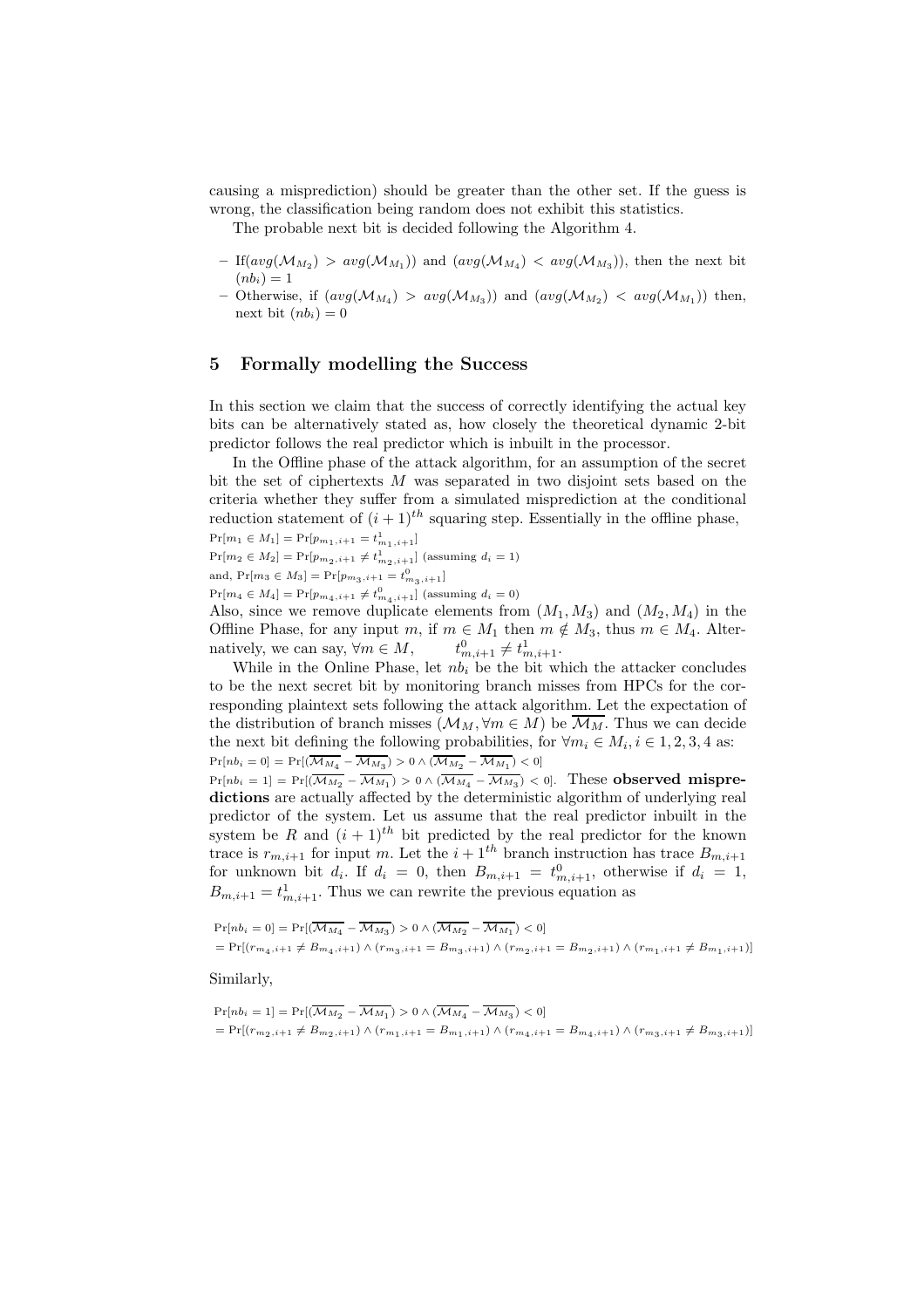causing a misprediction) should be greater than the other set. If the guess is wrong, the classification being random does not exhibit this statistics.

The probable next bit is decided following the Algorithm 4.

- If$(avg(\mathcal{M}_{M_2}) > avg(\mathcal{M}_{M_1}))$ and $(avg(\mathcal{M}_{M_4}) < avg(\mathcal{M}_{M_3}))$, then the next bit $(nb_i) = 1$
- Otherwise, if $(avg(\mathcal{M}_{M_4}) > avg(\mathcal{M}_{M_3}))$ and $(avg(\mathcal{M}_{M_2}) < avg(\mathcal{M}_{M_1}))$ then, next bit $(nb_i) = 0$

## 5 Formally modelling the Success

In this section we claim that the success of correctly identifying the actual key bits can be alternatively stated as, how closely the theoretical dynamic 2-bit predictor follows the real predictor which is inbuilt in the processor.

In the Offline phase of the attack algorithm, for an assumption of the secret bit the set of ciphertexts $M$ was separated in two disjoint sets based on the criteria whether they suffer from a simulated misprediction at the conditional reduction statement of $(i+1)^{th}$ squaring step. Essentially in the offline phase,

$\Pr[m_1 \in M_1] = \Pr[p_{m_1,i+1} = t^1_{m_1,i+1}]$

$\Pr[m_2 \in M_2] = \Pr[p_{m_2,i+1} \neq t^1_{m_2,i+1}]$ (assuming $d_i = 1$)

and, $\Pr[m_3 \in M_3] = \Pr[p_{m_3,i+1} = t^0_{m_3,i+1}]$

$\Pr[m_4 \in M_4] = \Pr[p_{m_4,i+1} \neq t^0_{m_4,i+1}]$ (assuming $d_i = 0$)

Also, since we remove duplicate elements from $(M_1, M_3)$ and $(M_2, M_4)$ in the Offline Phase, for any input $m$, if $m \in M_1$ then $m \notin M_3$, thus $m \in M_4$. Alternatively, we can say, $\forall m \in M, \qquad t^0_{m,i+1} \neq t^1_{m,i+1}$.

While in the Online Phase, let $nb_i$ be the bit which the attacker concludes to be the next secret bit by monitoring branch misses from HPCs for the corresponding plaintext sets following the attack algorithm. Let the expectation of the distribution of branch misses $(\mathcal{M}_M, \forall m \in M)$ be $\overline{\mathcal{M}_M}$. Thus we can decide the next bit defining the following probabilities, for $\forall m_i \in M_i, i \in 1,2,3,4$ as:

$\Pr[nb_i = 0] = \Pr[(\overline{\mathcal{M}_{M_4}} - \overline{\mathcal{M}_{M_3}}) > 0 \wedge (\overline{\mathcal{M}_{M_2}} - \overline{\mathcal{M}_{M_1}}) < 0]$

$\Pr[nb_i = 1] = \Pr[(\overline{\mathcal{M}_{M_2}} - \overline{\mathcal{M}_{M_1}}) > 0 \wedge (\overline{\mathcal{M}_{M_4}} - \overline{\mathcal{M}_{M_3}}) < 0]$. These **observed mispredictions** are actually affected by the deterministic algorithm of underlying real predictor of the system. Let us assume that the real predictor inbuilt in the system be $R$ and $(i+1)^{th}$ bit predicted by the real predictor for the known trace is $r_{m,i+1}$ for input $m$. Let the $i+1^{th}$ branch instruction has trace $B_{m,i+1}$ for unknown bit $d_i$. If $d_i = 0$, then $B_{m,i+1} = t^0_{m,i+1}$, otherwise if $d_i = 1$, $B_{m,i+1} = t^1_{m,i+1}$. Thus we can rewrite the previous equation as

$$\Pr[nb_i = 0] = \Pr[(\overline{\mathcal{M}_{M_4}} - \overline{\mathcal{M}_{M_3}}) > 0 \wedge (\overline{\mathcal{M}_{M_2}} - \overline{\mathcal{M}_{M_1}}) < 0]$$
$$= \Pr[(r_{m_4,i+1} \neq B_{m_4,i+1}) \wedge (r_{m_3,i+1} = B_{m_3,i+1}) \wedge (r_{m_2,i+1} = B_{m_2,i+1}) \wedge (r_{m_1,i+1} \neq B_{m_1,i+1})]$$

Similarly,

$$\Pr[nb_i = 1] = \Pr[(\overline{\mathcal{M}_{M_2}} - \overline{\mathcal{M}_{M_1}}) > 0 \wedge (\overline{\mathcal{M}_{M_4}} - \overline{\mathcal{M}_{M_3}}) < 0]$$
$$= \Pr[(r_{m_2,i+1} \neq B_{m_2,i+1}) \wedge (r_{m_1,i+1} = B_{m_1,i+1}) \wedge (r_{m_4,i+1} = B_{m_4,i+1}) \wedge (r_{m_3,i+1} \neq B_{m_3,i+1})]$$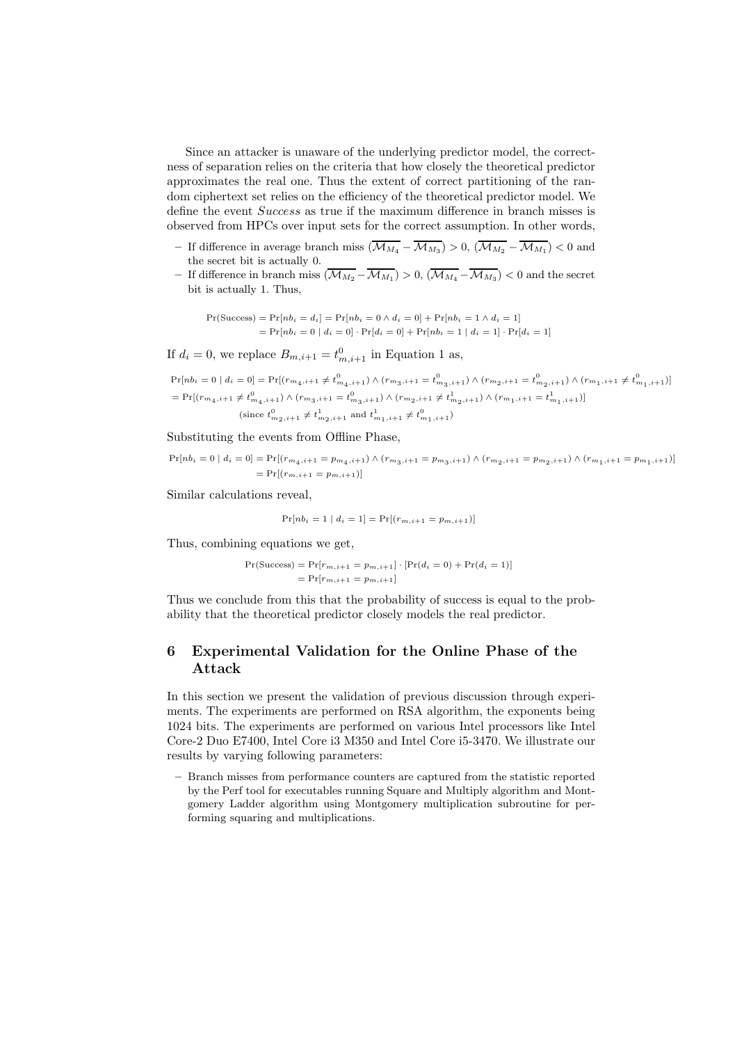Since an attacker is unaware of the underlying predictor model, the correctness of separation relies on the criteria that how closely the theoretical predictor approximates the real one. Thus the extent of correct partitioning of the random ciphertext set relies on the efficiency of the theoretical predictor model. We define the event *Success* as true if the maximum difference in branch misses is observed from HPCs over input sets for the correct assumption. In other words,

- If difference in average branch miss $(\overline{\mathcal{M}_{M_4}} - \overline{\mathcal{M}_{M_3}}) > 0$, $(\overline{\mathcal{M}_{M_2}} - \overline{\mathcal{M}_{M_1}}) < 0$ and the secret bit is actually 0.
- If difference in branch miss $(\overline{\mathcal{M}_{M_2}} - \overline{\mathcal{M}_{M_1}}) > 0$, $(\overline{\mathcal{M}_{M_4}} - \overline{\mathcal{M}_{M_3}}) < 0$ and the secret bit is actually 1. Thus,

$$\begin{aligned}\Pr(\text{Success}) &= \Pr[nb_i = d_i] = \Pr[nb_i = 0 \wedge d_i = 0] + \Pr[nb_i = 1 \wedge d_i = 1] \\ &= \Pr[nb_i = 0 \mid d_i = 0] \cdot \Pr[d_i = 0] + \Pr[nb_i = 1 \mid d_i = 1] \cdot \Pr[d_i = 1]\end{aligned}$$

If $d_i = 0$, we replace $B_{m,i+1} = t^0_{m,i+1}$ in Equation 1 as,

$$\begin{aligned}\Pr[nb_i = 0 \mid d_i = 0] &= \Pr[(r_{m_4,i+1} \neq t^0_{m_4,i+1}) \wedge (r_{m_3,i+1} = t^0_{m_3,i+1}) \wedge (r_{m_2,i+1} = t^0_{m_2,i+1}) \wedge (r_{m_1,i+1} \neq t^0_{m_1,i+1})] \\ &= \Pr[(r_{m_4,i+1} \neq t^0_{m_4,i+1}) \wedge (r_{m_3,i+1} = t^0_{m_3,i+1}) \wedge (r_{m_2,i+1} \neq t^1_{m_2,i+1}) \wedge (r_{m_1,i+1} = t^1_{m_1,i+1})] \\ &\qquad (\text{since } t^0_{m_2,i+1} \neq t^1_{m_2,i+1} \text{ and } t^1_{m_1,i+1} \neq t^0_{m_1,i+1})\end{aligned}$$

Substituting the events from Offline Phase,

$$\begin{aligned}\Pr[nb_i = 0 \mid d_i = 0] &= \Pr[(r_{m_4,i+1} = p_{m_4,i+1}) \wedge (r_{m_3,i+1} = p_{m_3,i+1}) \wedge (r_{m_2,i+1} = p_{m_2,i+1}) \wedge (r_{m_1,i+1} = p_{m_1,i+1})] \\ &= \Pr[(r_{m,i+1} = p_{m,i+1})]\end{aligned}$$

Similar calculations reveal,

$$\Pr[nb_i = 1 \mid d_i = 1] = \Pr[(r_{m,i+1} = p_{m,i+1})]$$

Thus, combining equations we get,

$$\begin{aligned}\Pr(\text{Success}) &= \Pr[r_{m,i+1} = p_{m,i+1}] \cdot [\Pr(d_i = 0) + \Pr(d_i = 1)] \\ &= \Pr[r_{m,i+1} = p_{m,i+1}]\end{aligned}$$

Thus we conclude from this that the probability of success is equal to the probability that the theoretical predictor closely models the real predictor.

## 6 Experimental Validation for the Online Phase of the Attack

In this section we present the validation of previous discussion through experiments. The experiments are performed on RSA algorithm, the exponents being 1024 bits. The experiments are performed on various Intel processors like Intel Core-2 Duo E7400, Intel Core i3 M350 and Intel Core i5-3470. We illustrate our results by varying following parameters:

- Branch misses from performance counters are captured from the statistic reported by the Perf tool for executables running Square and Multiply algorithm and Montgomery Ladder algorithm using Montgomery multiplication subroutine for performing squaring and multiplications.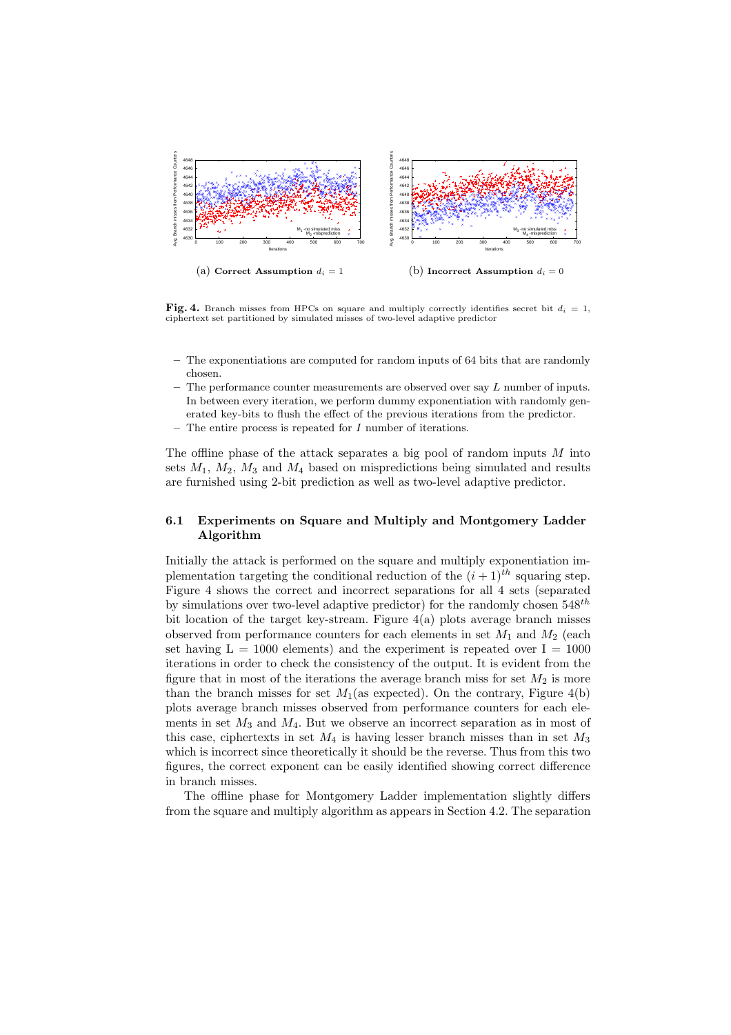(a) **Correct Assumption** $d_i = 1$

(b) **Incorrect Assumption** $d_i = 0$

**Fig. 4.** Branch misses from HPCs on square and multiply correctly identifies secret bit $d_i = 1$, ciphertext set partitioned by simulated misses of two-level adaptive predictor

- The exponentiations are computed for random inputs of 64 bits that are randomly chosen.
- The performance counter measurements are observed over say $L$ number of inputs. In between every iteration, we perform dummy exponentiation with randomly generated key-bits to flush the effect of the previous iterations from the predictor.
- The entire process is repeated for $I$ number of iterations.

The offline phase of the attack separates a big pool of random inputs $M$ into sets $M_1$, $M_2$, $M_3$ and $M_4$ based on mispredictions being simulated and results are furnished using 2-bit prediction as well as two-level adaptive predictor.

### 6.1 Experiments on Square and Multiply and Montgomery Ladder Algorithm

Initially the attack is performed on the square and multiply exponentiation implementation targeting the conditional reduction of the $(i+1)^{th}$ squaring step. Figure 4 shows the correct and incorrect separations for all 4 sets (separated by simulations over two-level adaptive predictor) for the randomly chosen $548^{th}$ bit location of the target key-stream. Figure 4(a) plots average branch misses observed from performance counters for each elements in set $M_1$ and $M_2$ (each set having L = 1000 elements) and the experiment is repeated over I = 1000 iterations in order to check the consistency of the output. It is evident from the figure that in most of the iterations the average branch miss for set $M_2$ is more than the branch misses for set $M_1$(as expected). On the contrary, Figure 4(b) plots average branch misses observed from performance counters for each elements in set $M_3$ and $M_4$. But we observe an incorrect separation as in most of this case, ciphertexts in set $M_4$ is having lesser branch misses than in set $M_3$ which is incorrect since theoretically it should be the reverse. Thus from this two figures, the correct exponent can be easily identified showing correct difference in branch misses.

The offline phase for Montgomery Ladder implementation slightly differs from the square and multiply algorithm as appears in Section 4.2. The separation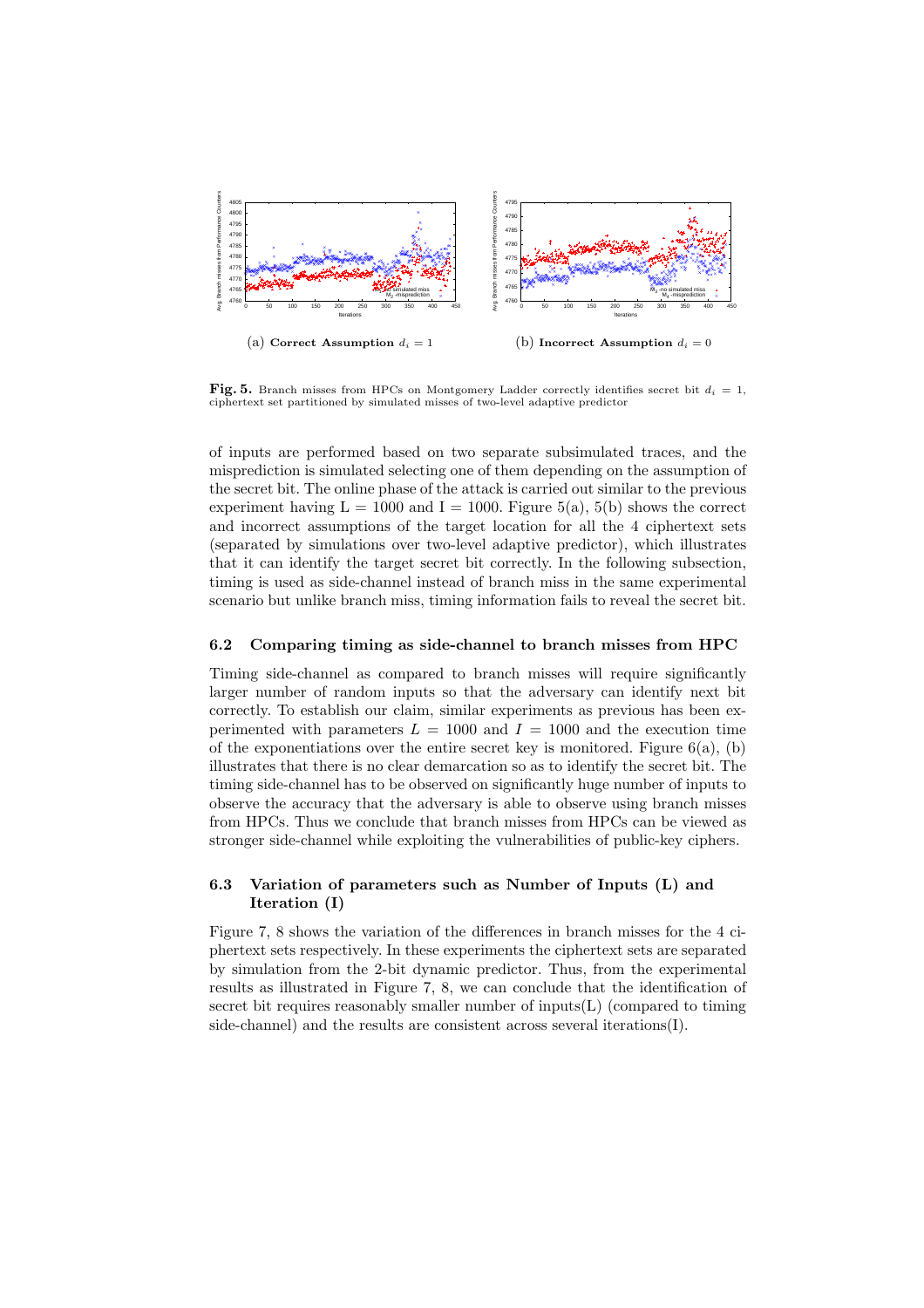(a) **Correct Assumption** $d_i = 1$

(b) **Incorrect Assumption** $d_i = 0$

**Fig. 5.** Branch misses from HPCs on Montgomery Ladder correctly identifies secret bit $d_i = 1$, ciphertext set partitioned by simulated misses of two-level adaptive predictor

of inputs are performed based on two separate subsimulated traces, and the misprediction is simulated selecting one of them depending on the assumption of the secret bit. The online phase of the attack is carried out similar to the previous experiment having L = 1000 and I = 1000. Figure 5(a), 5(b) shows the correct and incorrect assumptions of the target location for all the 4 ciphertext sets (separated by simulations over two-level adaptive predictor), which illustrates that it can identify the target secret bit correctly. In the following subsection, timing is used as side-channel instead of branch miss in the same experimental scenario but unlike branch miss, timing information fails to reveal the secret bit.

### 6.2 Comparing timing as side-channel to branch misses from HPC

Timing side-channel as compared to branch misses will require significantly larger number of random inputs so that the adversary can identify next bit correctly. To establish our claim, similar experiments as previous has been experimented with parameters $L = 1000$ and $I = 1000$ and the execution time of the exponentiations over the entire secret key is monitored. Figure 6(a), (b) illustrates that there is no clear demarcation so as to identify the secret bit. The timing side-channel has to be observed on significantly huge number of inputs to observe the accuracy that the adversary is able to observe using branch misses from HPCs. Thus we conclude that branch misses from HPCs can be viewed as stronger side-channel while exploiting the vulnerabilities of public-key ciphers.

### 6.3 Variation of parameters such as Number of Inputs (L) and Iteration (I)

Figure 7, 8 shows the variation of the differences in branch misses for the 4 ciphertext sets respectively. In these experiments the ciphertext sets are separated by simulation from the 2-bit dynamic predictor. Thus, from the experimental results as illustrated in Figure 7, 8, we can conclude that the identification of secret bit requires reasonably smaller number of inputs(L) (compared to timing side-channel) and the results are consistent across several iterations(I).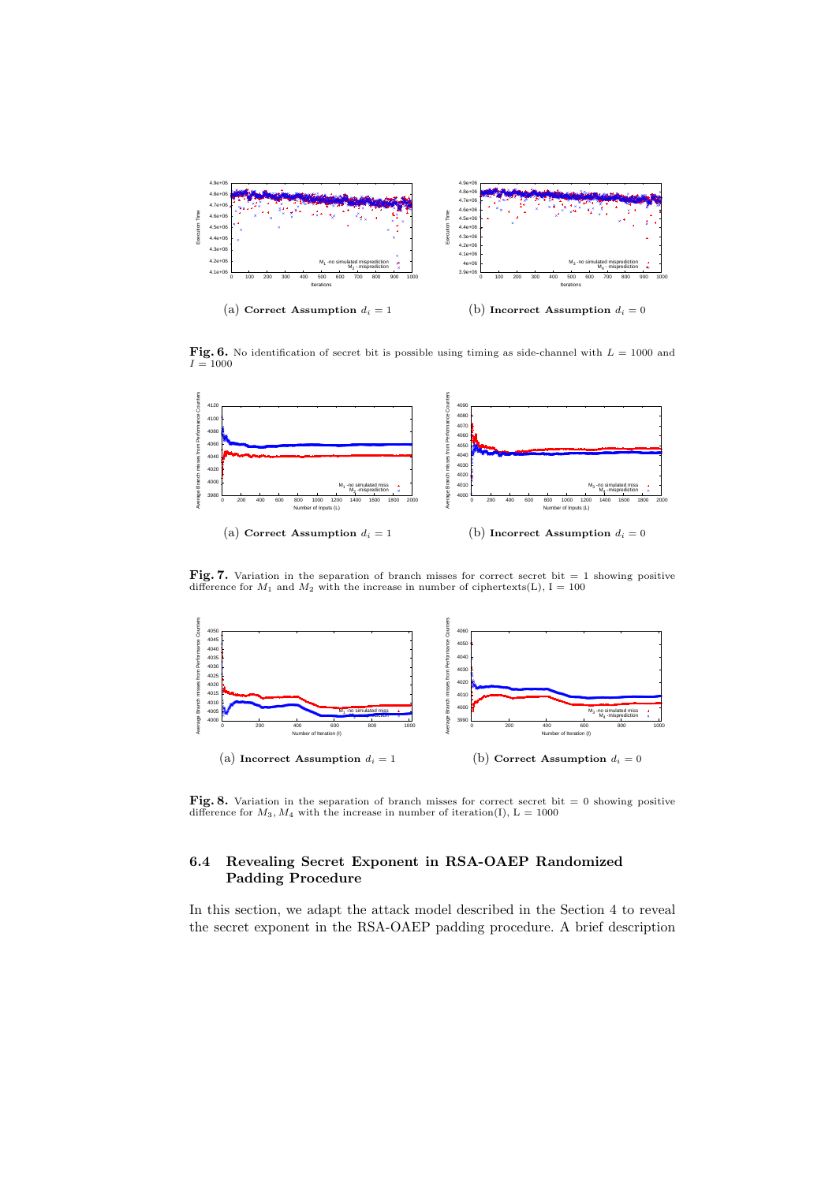(a) **Correct Assumption** $d_i = 1$

(b) **Incorrect Assumption** $d_i = 0$

**Fig. 6.** No identification of secret bit is possible using timing as side-channel with $L = 1000$ and $I = 1000$

(a) **Correct Assumption** $d_i = 1$

(b) **Incorrect Assumption** $d_i = 0$

**Fig. 7.** Variation in the separation of branch misses for correct secret bit = 1 showing positive difference for $M_1$ and $M_2$ with the increase in number of ciphertexts(L), I = 100

(a) **Incorrect Assumption** $d_i = 1$

(b) **Correct Assumption** $d_i = 0$

**Fig. 8.** Variation in the separation of branch misses for correct secret bit = 0 showing positive difference for $M_3, M_4$ with the increase in number of iteration(I), L = 1000

### 6.4 Revealing Secret Exponent in RSA-OAEP Randomized Padding Procedure

In this section, we adapt the attack model described in the Section 4 to reveal the secret exponent in the RSA-OAEP padding procedure. A brief description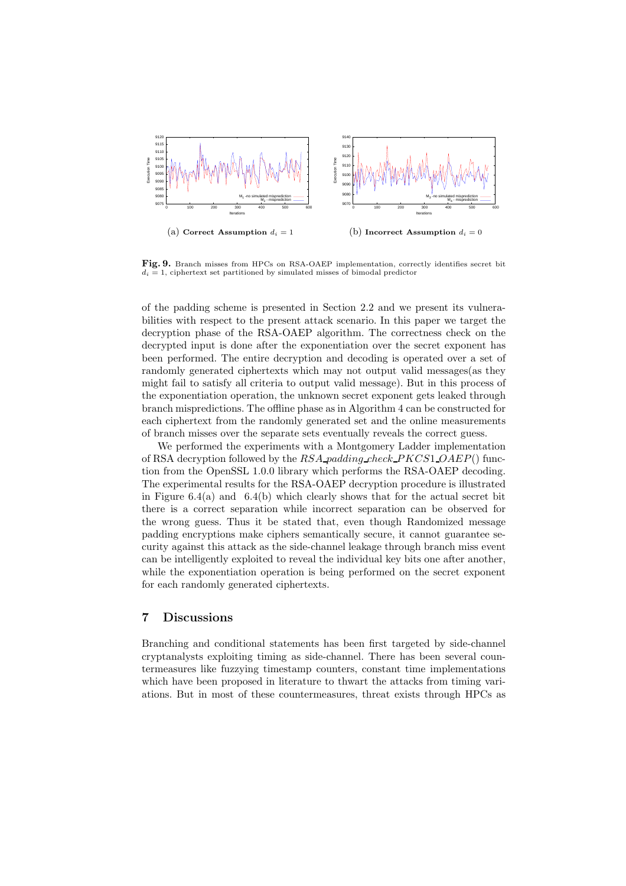(a) **Correct Assumption** $d_i = 1$

(b) **Incorrect Assumption** $d_i = 0$

**Fig. 9.** Branch misses from HPCs on RSA-OAEP implementation, correctly identifies secret bit $d_i = 1$, ciphertext set partitioned by simulated misses of bimodal predictor

of the padding scheme is presented in Section 2.2 and we present its vulnerabilities with respect to the present attack scenario. In this paper we target the decryption phase of the RSA-OAEP algorithm. The correctness check on the decrypted input is done after the exponentiation over the secret exponent has been performed. The entire decryption and decoding is operated over a set of randomly generated ciphertexts which may not output valid messages(as they might fail to satisfy all criteria to output valid message). But in this process of the exponentiation operation, the unknown secret exponent gets leaked through branch mispredictions. The offline phase as in Algorithm 4 can be constructed for each ciphertext from the randomly generated set and the online measurements of branch misses over the separate sets eventually reveals the correct guess.

We performed the experiments with a Montgomery Ladder implementation of RSA decryption followed by the *RSA_padding_check_PKCS1_OAEP*() function from the OpenSSL 1.0.0 library which performs the RSA-OAEP decoding. The experimental results for the RSA-OAEP decryption procedure is illustrated in Figure 6.4(a) and 6.4(b) which clearly shows that for the actual secret bit there is a correct separation while incorrect separation can be observed for the wrong guess. Thus it be stated that, even though Randomized message padding encryptions make ciphers semantically secure, it cannot guarantee security against this attack as the side-channel leakage through branch miss event can be intelligently exploited to reveal the individual key bits one after another, while the exponentiation operation is being performed on the secret exponent for each randomly generated ciphertexts.

## 7 Discussions

Branching and conditional statements has been first targeted by side-channel cryptanalysts exploiting timing as side-channel. There has been several countermeasures like fuzzying timestamp counters, constant time implementations which have been proposed in literature to thwart the attacks from timing variations. But in most of these countermeasures, threat exists through HPCs as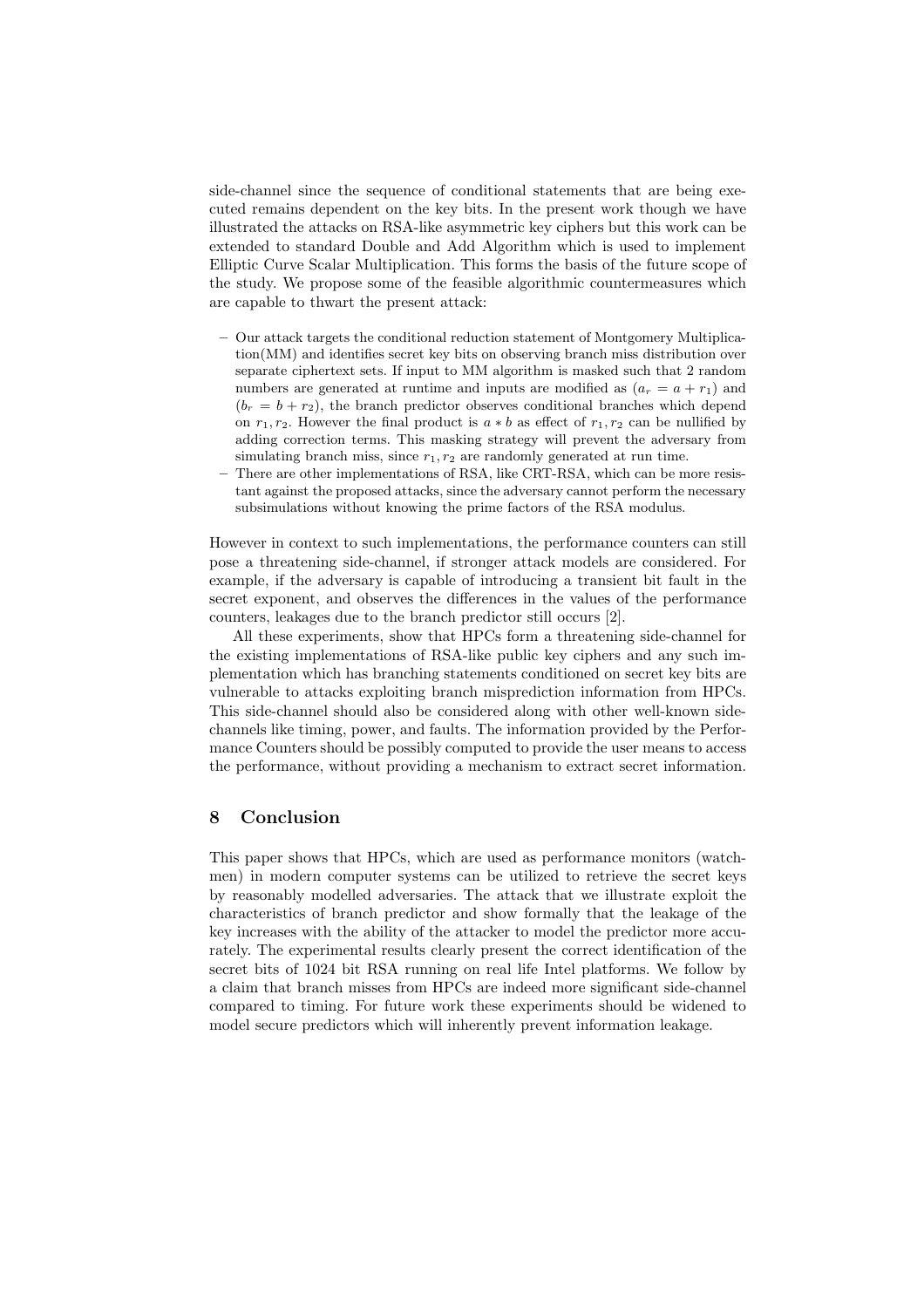side-channel since the sequence of conditional statements that are being executed remains dependent on the key bits. In the present work though we have illustrated the attacks on RSA-like asymmetric key ciphers but this work can be extended to standard Double and Add Algorithm which is used to implement Elliptic Curve Scalar Multiplication. This forms the basis of the future scope of the study. We propose some of the feasible algorithmic countermeasures which are capable to thwart the present attack:

- Our attack targets the conditional reduction statement of Montgomery Multiplication(MM) and identifies secret key bits on observing branch miss distribution over separate ciphertext sets. If input to MM algorithm is masked such that 2 random numbers are generated at runtime and inputs are modified as ($a_r = a + r_1$) and ($b_r = b + r_2$), the branch predictor observes conditional branches which depend on $r_1, r_2$. However the final product is $a * b$ as effect of $r_1, r_2$ can be nullified by adding correction terms. This masking strategy will prevent the adversary from simulating branch miss, since $r_1, r_2$ are randomly generated at run time.
- There are other implementations of RSA, like CRT-RSA, which can be more resistant against the proposed attacks, since the adversary cannot perform the necessary subsimulations without knowing the prime factors of the RSA modulus.

However in context to such implementations, the performance counters can still pose a threatening side-channel, if stronger attack models are considered. For example, if the adversary is capable of introducing a transient bit fault in the secret exponent, and observes the differences in the values of the performance counters, leakages due to the branch predictor still occurs [2].

All these experiments, show that HPCs form a threatening side-channel for the existing implementations of RSA-like public key ciphers and any such implementation which has branching statements conditioned on secret key bits are vulnerable to attacks exploiting branch misprediction information from HPCs. This side-channel should also be considered along with other well-known side-channels like timing, power, and faults. The information provided by the Performance Counters should be possibly computed to provide the user means to access the performance, without providing a mechanism to extract secret information.

## 8 Conclusion

This paper shows that HPCs, which are used as performance monitors (watchmen) in modern computer systems can be utilized to retrieve the secret keys by reasonably modelled adversaries. The attack that we illustrate exploit the characteristics of branch predictor and show formally that the leakage of the key increases with the ability of the attacker to model the predictor more accurately. The experimental results clearly present the correct identification of the secret bits of 1024 bit RSA running on real life Intel platforms. We follow by a claim that branch misses from HPCs are indeed more significant side-channel compared to timing. For future work these experiments should be widened to model secure predictors which will inherently prevent information leakage.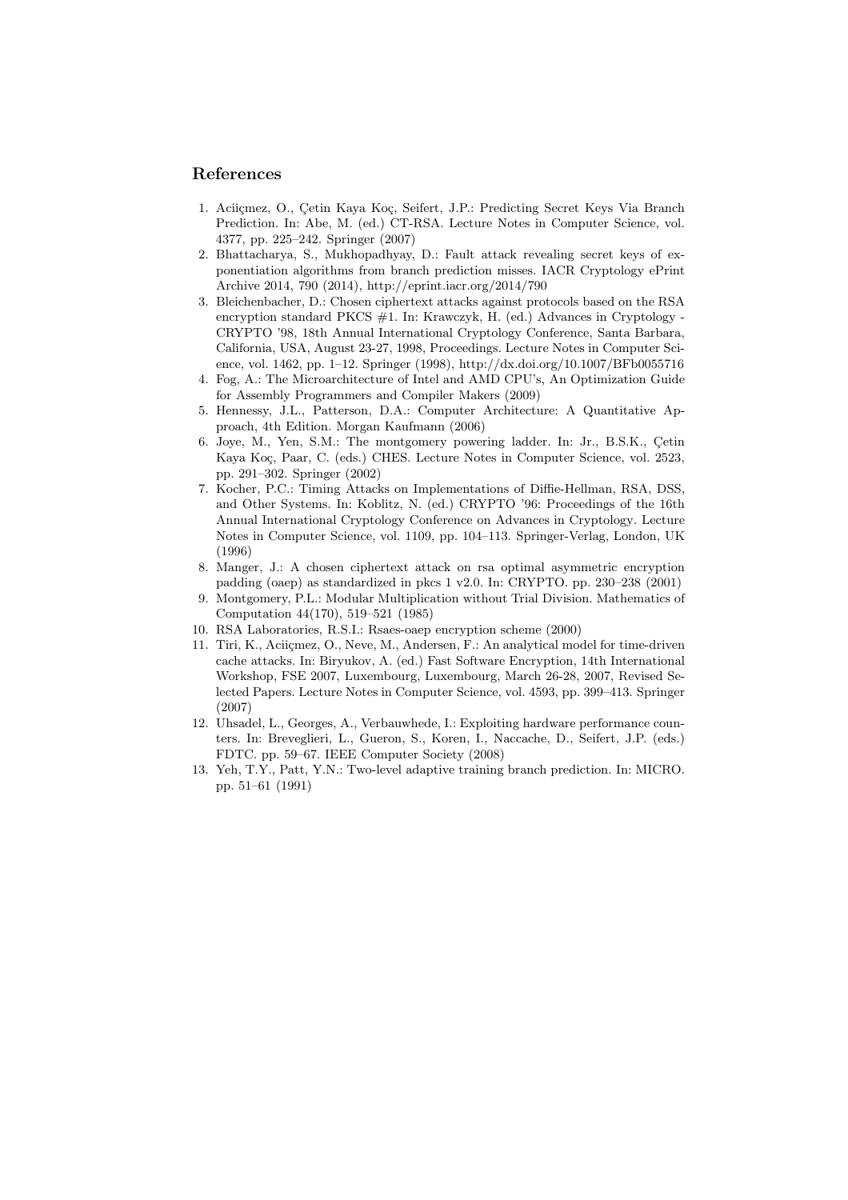## References

1. Aciiçmez, O., Çetin Kaya Koç, Seifert, J.P.: Predicting Secret Keys Via Branch Prediction. In: Abe, M. (ed.) CT-RSA. Lecture Notes in Computer Science, vol. 4377, pp. 225–242. Springer (2007)
2. Bhattacharya, S., Mukhopadhyay, D.: Fault attack revealing secret keys of exponentiation algorithms from branch prediction misses. IACR Cryptology ePrint Archive 2014, 790 (2014), http://eprint.iacr.org/2014/790
3. Bleichenbacher, D.: Chosen ciphertext attacks against protocols based on the RSA encryption standard PKCS #1. In: Krawczyk, H. (ed.) Advances in Cryptology - CRYPTO '98, 18th Annual International Cryptology Conference, Santa Barbara, California, USA, August 23-27, 1998, Proceedings. Lecture Notes in Computer Science, vol. 1462, pp. 1–12. Springer (1998), http://dx.doi.org/10.1007/BFb0055716
4. Fog, A.: The Microarchitecture of Intel and AMD CPU's, An Optimization Guide for Assembly Programmers and Compiler Makers (2009)
5. Hennessy, J.L., Patterson, D.A.: Computer Architecture: A Quantitative Approach, 4th Edition. Morgan Kaufmann (2006)
6. Joye, M., Yen, S.M.: The montgomery powering ladder. In: Jr., B.S.K., Çetin Kaya Koç, Paar, C. (eds.) CHES. Lecture Notes in Computer Science, vol. 2523, pp. 291–302. Springer (2002)
7. Kocher, P.C.: Timing Attacks on Implementations of Diffie-Hellman, RSA, DSS, and Other Systems. In: Koblitz, N. (ed.) CRYPTO '96: Proceedings of the 16th Annual International Cryptology Conference on Advances in Cryptology. Lecture Notes in Computer Science, vol. 1109, pp. 104–113. Springer-Verlag, London, UK (1996)
8. Manger, J.: A chosen ciphertext attack on rsa optimal asymmetric encryption padding (oaep) as standardized in pkcs 1 v2.0. In: CRYPTO. pp. 230–238 (2001)
9. Montgomery, P.L.: Modular Multiplication without Trial Division. Mathematics of Computation 44(170), 519–521 (1985)
10. RSA Laboratories, R.S.I.: Rsaes-oaep encryption scheme (2000)
11. Tiri, K., Aciiçmez, O., Neve, M., Andersen, F.: An analytical model for time-driven cache attacks. In: Biryukov, A. (ed.) Fast Software Encryption, 14th International Workshop, FSE 2007, Luxembourg, Luxembourg, March 26-28, 2007, Revised Selected Papers. Lecture Notes in Computer Science, vol. 4593, pp. 399–413. Springer (2007)
12. Uhsadel, L., Georges, A., Verbauwhede, I.: Exploiting hardware performance counters. In: Breveglieri, L., Gueron, S., Koren, I., Naccache, D., Seifert, J.P. (eds.) FDTC. pp. 59–67. IEEE Computer Society (2008)
13. Yeh, T.Y., Patt, Y.N.: Two-level adaptive training branch prediction. In: MICRO. pp. 51–61 (1991)